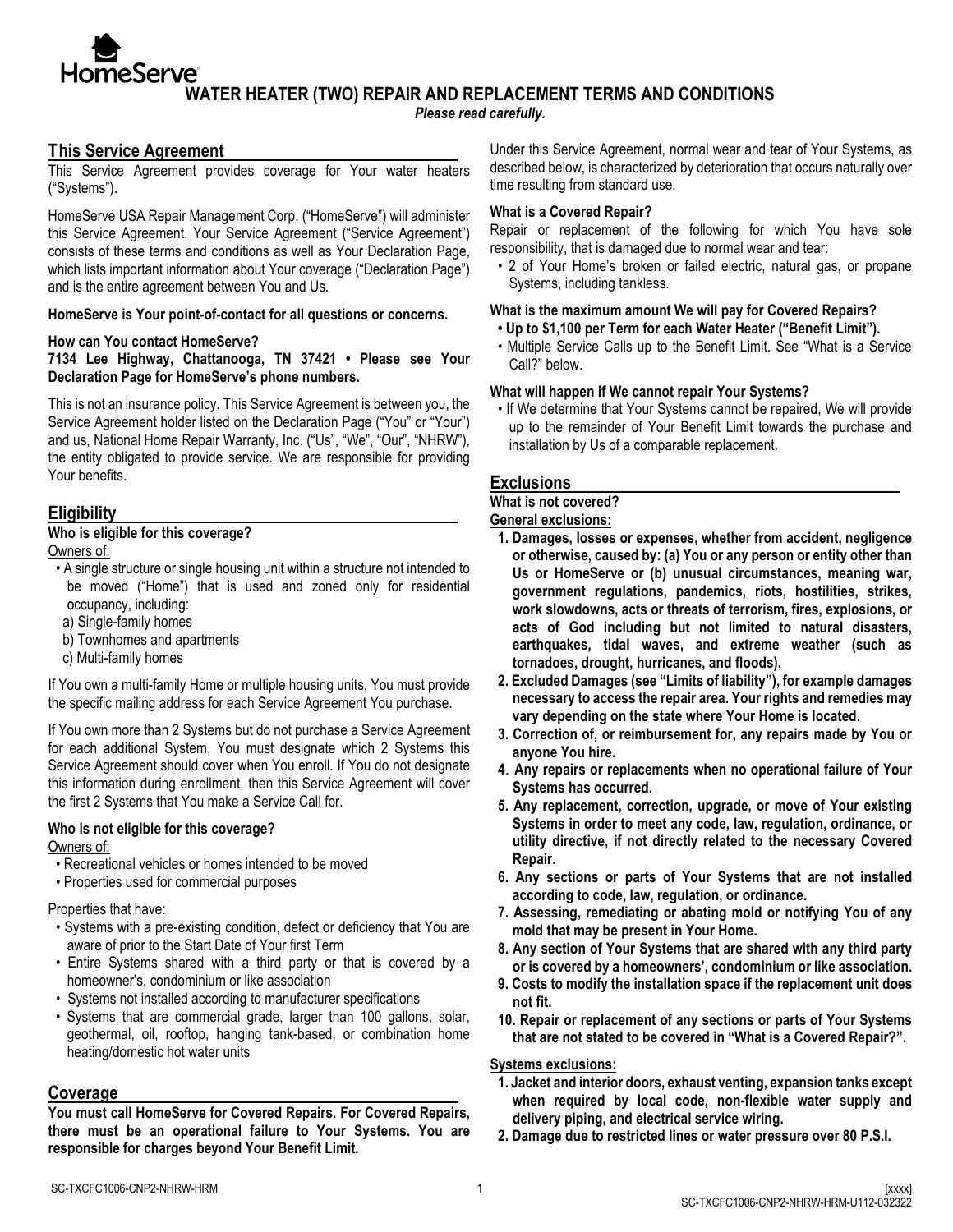HomeServe

# WATER HEATER (TWO) REPAIR AND REPLACEMENT TERMS AND CONDITIONS

***Please read carefully.***

## This Service Agreement

This Service Agreement provides coverage for Your water heaters ("Systems").

HomeServe USA Repair Management Corp. ("HomeServe") will administer this Service Agreement. Your Service Agreement ("Service Agreement") consists of these terms and conditions as well as Your Declaration Page, which lists important information about Your coverage ("Declaration Page") and is the entire agreement between You and Us.

**HomeServe is Your point-of-contact for all questions or concerns.**

**How can You contact HomeServe?**

**7134 Lee Highway, Chattanooga, TN 37421 • Please see Your Declaration Page for HomeServe's phone numbers.**

This is not an insurance policy. This Service Agreement is between you, the Service Agreement holder listed on the Declaration Page ("You" or "Your") and us, National Home Repair Warranty, Inc. ("Us", "We", "Our", "NHRW"), the entity obligated to provide service. We are responsible for providing Your benefits.

## Eligibility

**Who is eligible for this coverage?**

Owners of:

- A single structure or single housing unit within a structure not intended to be moved ("Home") that is used and zoned only for residential occupancy, including:
  a) Single-family homes
  b) Townhomes and apartments
  c) Multi-family homes

If You own a multi-family Home or multiple housing units, You must provide the specific mailing address for each Service Agreement You purchase.

If You own more than 2 Systems but do not purchase a Service Agreement for each additional System, You must designate which 2 Systems this Service Agreement should cover when You enroll. If You do not designate this information during enrollment, then this Service Agreement will cover the first 2 Systems that You make a Service Call for.

**Who is not eligible for this coverage?**

Owners of:

- Recreational vehicles or homes intended to be moved
- Properties used for commercial purposes

Properties that have:

- Systems with a pre-existing condition, defect or deficiency that You are aware of prior to the Start Date of Your first Term
- Entire Systems shared with a third party or that is covered by a homeowner's, condominium or like association
- Systems not installed according to manufacturer specifications
- Systems that are commercial grade, larger than 100 gallons, solar, geothermal, oil, rooftop, hanging tank-based, or combination home heating/domestic hot water units

## Coverage

**You must call HomeServe for Covered Repairs. For Covered Repairs, there must be an operational failure to Your Systems. You are responsible for charges beyond Your Benefit Limit.**

Under this Service Agreement, normal wear and tear of Your Systems, as described below, is characterized by deterioration that occurs naturally over time resulting from standard use.

**What is a Covered Repair?**

Repair or replacement of the following for which You have sole responsibility, that is damaged due to normal wear and tear:

- 2 of Your Home's broken or failed electric, natural gas, or propane Systems, including tankless.

**What is the maximum amount We will pay for Covered Repairs?**

- **Up to $1,100 per Term for each Water Heater ("Benefit Limit").**
- Multiple Service Calls up to the Benefit Limit. See "What is a Service Call?" below.

**What will happen if We cannot repair Your Systems?**

- If We determine that Your Systems cannot be repaired, We will provide up to the remainder of Your Benefit Limit towards the purchase and installation by Us of a comparable replacement.

## Exclusions

**What is not covered?**

**General exclusions:**

1. **Damages, losses or expenses, whether from accident, negligence or otherwise, caused by: (a) You or any person or entity other than Us or HomeServe or (b) unusual circumstances, meaning war, government regulations, pandemics, riots, hostilities, strikes, work slowdowns, acts or threats of terrorism, fires, explosions, or acts of God including but not limited to natural disasters, earthquakes, tidal waves, and extreme weather (such as tornadoes, drought, hurricanes, and floods).**
2. **Excluded Damages (see "Limits of liability"), for example damages necessary to access the repair area. Your rights and remedies may vary depending on the state where Your Home is located.**
3. **Correction of, or reimbursement for, any repairs made by You or anyone You hire.**
4. **Any repairs or replacements when no operational failure of Your Systems has occurred.**
5. **Any replacement, correction, upgrade, or move of Your existing Systems in order to meet any code, law, regulation, ordinance, or utility directive, if not directly related to the necessary Covered Repair.**
6. **Any sections or parts of Your Systems that are not installed according to code, law, regulation, or ordinance.**
7. **Assessing, remediating or abating mold or notifying You of any mold that may be present in Your Home.**
8. **Any section of Your Systems that are shared with any third party or is covered by a homeowners', condominium or like association.**
9. **Costs to modify the installation space if the replacement unit does not fit.**
10. **Repair or replacement of any sections or parts of Your Systems that are not stated to be covered in "What is a Covered Repair?".**

**Systems exclusions:**

1. **Jacket and interior doors, exhaust venting, expansion tanks except when required by local code, non-flexible water supply and delivery piping, and electrical service wiring.**
2. **Damage due to restricted lines or water pressure over 80 P.S.I.**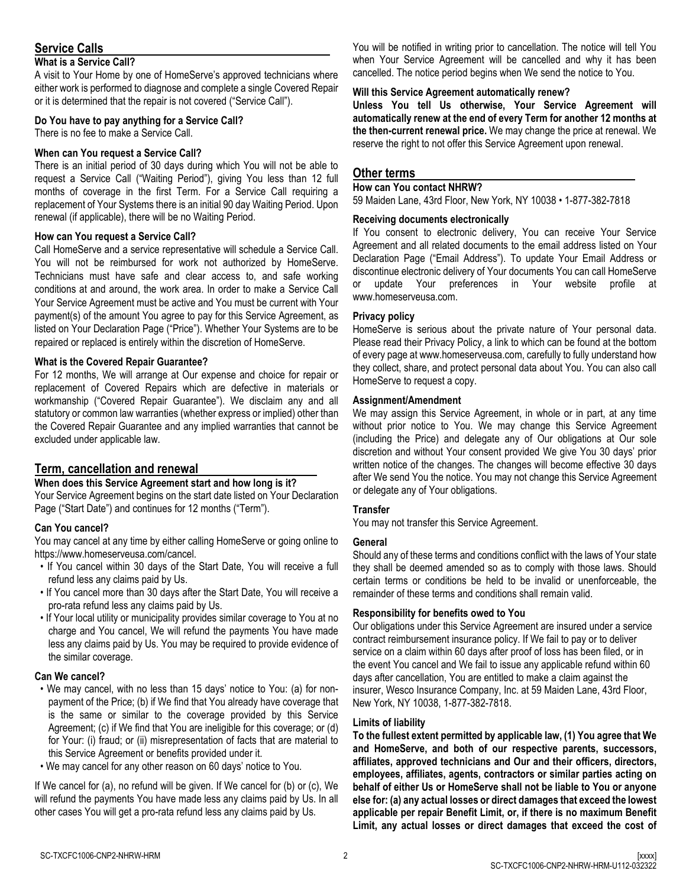## Service Calls

### What is a Service Call?

A visit to Your Home by one of HomeServe's approved technicians where either work is performed to diagnose and complete a single Covered Repair or it is determined that the repair is not covered ("Service Call").

### Do You have to pay anything for a Service Call?

There is no fee to make a Service Call.

### When can You request a Service Call?

There is an initial period of 30 days during which You will not be able to request a Service Call ("Waiting Period"), giving You less than 12 full months of coverage in the first Term. For a Service Call requiring a replacement of Your Systems there is an initial 90 day Waiting Period. Upon renewal (if applicable), there will be no Waiting Period.

### How can You request a Service Call?

Call HomeServe and a service representative will schedule a Service Call. You will not be reimbursed for work not authorized by HomeServe. Technicians must have safe and clear access to, and safe working conditions at and around, the work area. In order to make a Service Call Your Service Agreement must be active and You must be current with Your payment(s) of the amount You agree to pay for this Service Agreement, as listed on Your Declaration Page ("Price"). Whether Your Systems are to be repaired or replaced is entirely within the discretion of HomeServe.

### What is the Covered Repair Guarantee?

For 12 months, We will arrange at Our expense and choice for repair or replacement of Covered Repairs which are defective in materials or workmanship ("Covered Repair Guarantee"). We disclaim any and all statutory or common law warranties (whether express or implied) other than the Covered Repair Guarantee and any implied warranties that cannot be excluded under applicable law.

## Term, cancellation and renewal

### When does this Service Agreement start and how long is it?

Your Service Agreement begins on the start date listed on Your Declaration Page ("Start Date") and continues for 12 months ("Term").

### Can You cancel?

You may cancel at any time by either calling HomeServe or going online to https://www.homeserveusa.com/cancel.

- If You cancel within 30 days of the Start Date, You will receive a full refund less any claims paid by Us.
- If You cancel more than 30 days after the Start Date, You will receive a pro-rata refund less any claims paid by Us.
- If Your local utility or municipality provides similar coverage to You at no charge and You cancel, We will refund the payments You have made less any claims paid by Us. You may be required to provide evidence of the similar coverage.

### Can We cancel?

- We may cancel, with no less than 15 days' notice to You: (a) for non-payment of the Price; (b) if We find that You already have coverage that is the same or similar to the coverage provided by this Service Agreement; (c) if We find that You are ineligible for this coverage; or (d) for Your: (i) fraud; or (ii) misrepresentation of facts that are material to this Service Agreement or benefits provided under it.
- We may cancel for any other reason on 60 days' notice to You.

If We cancel for (a), no refund will be given. If We cancel for (b) or (c), We will refund the payments You have made less any claims paid by Us. In all other cases You will get a pro-rata refund less any claims paid by Us.

You will be notified in writing prior to cancellation. The notice will tell You when Your Service Agreement will be cancelled and why it has been cancelled. The notice period begins when We send the notice to You.

### Will this Service Agreement automatically renew?

**Unless You tell Us otherwise, Your Service Agreement will automatically renew at the end of every Term for another 12 months at the then-current renewal price.** We may change the price at renewal. We reserve the right to not offer this Service Agreement upon renewal.

## Other terms

### How can You contact NHRW?

59 Maiden Lane, 43rd Floor, New York, NY 10038 • 1-877-382-7818

### Receiving documents electronically

If You consent to electronic delivery, You can receive Your Service Agreement and all related documents to the email address listed on Your Declaration Page ("Email Address"). To update Your Email Address or discontinue electronic delivery of Your documents You can call HomeServe or update Your preferences in Your website profile at www.homeserveusa.com.

### Privacy policy

HomeServe is serious about the private nature of Your personal data. Please read their Privacy Policy, a link to which can be found at the bottom of every page at www.homeserveusa.com, carefully to fully understand how they collect, share, and protect personal data about You. You can also call HomeServe to request a copy.

### Assignment/Amendment

We may assign this Service Agreement, in whole or in part, at any time without prior notice to You. We may change this Service Agreement (including the Price) and delegate any of Our obligations at Our sole discretion and without Your consent provided We give You 30 days' prior written notice of the changes. The changes will become effective 30 days after We send You the notice. You may not change this Service Agreement or delegate any of Your obligations.

### Transfer

You may not transfer this Service Agreement.

### General

Should any of these terms and conditions conflict with the laws of Your state they shall be deemed amended so as to comply with those laws. Should certain terms or conditions be held to be invalid or unenforceable, the remainder of these terms and conditions shall remain valid.

### Responsibility for benefits owed to You

Our obligations under this Service Agreement are insured under a service contract reimbursement insurance policy. If We fail to pay or to deliver service on a claim within 60 days after proof of loss has been filed, or in the event You cancel and We fail to issue any applicable refund within 60 days after cancellation, You are entitled to make a claim against the insurer, Wesco Insurance Company, Inc. at 59 Maiden Lane, 43rd Floor, New York, NY 10038, 1-877-382-7818.

### Limits of liability

**To the fullest extent permitted by applicable law, (1) You agree that We and HomeServe, and both of our respective parents, successors, affiliates, approved technicians and Our and their officers, directors, employees, affiliates, agents, contractors or similar parties acting on behalf of either Us or HomeServe shall not be liable to You or anyone else for: (a) any actual losses or direct damages that exceed the lowest applicable per repair Benefit Limit, or, if there is no maximum Benefit Limit, any actual losses or direct damages that exceed the cost of**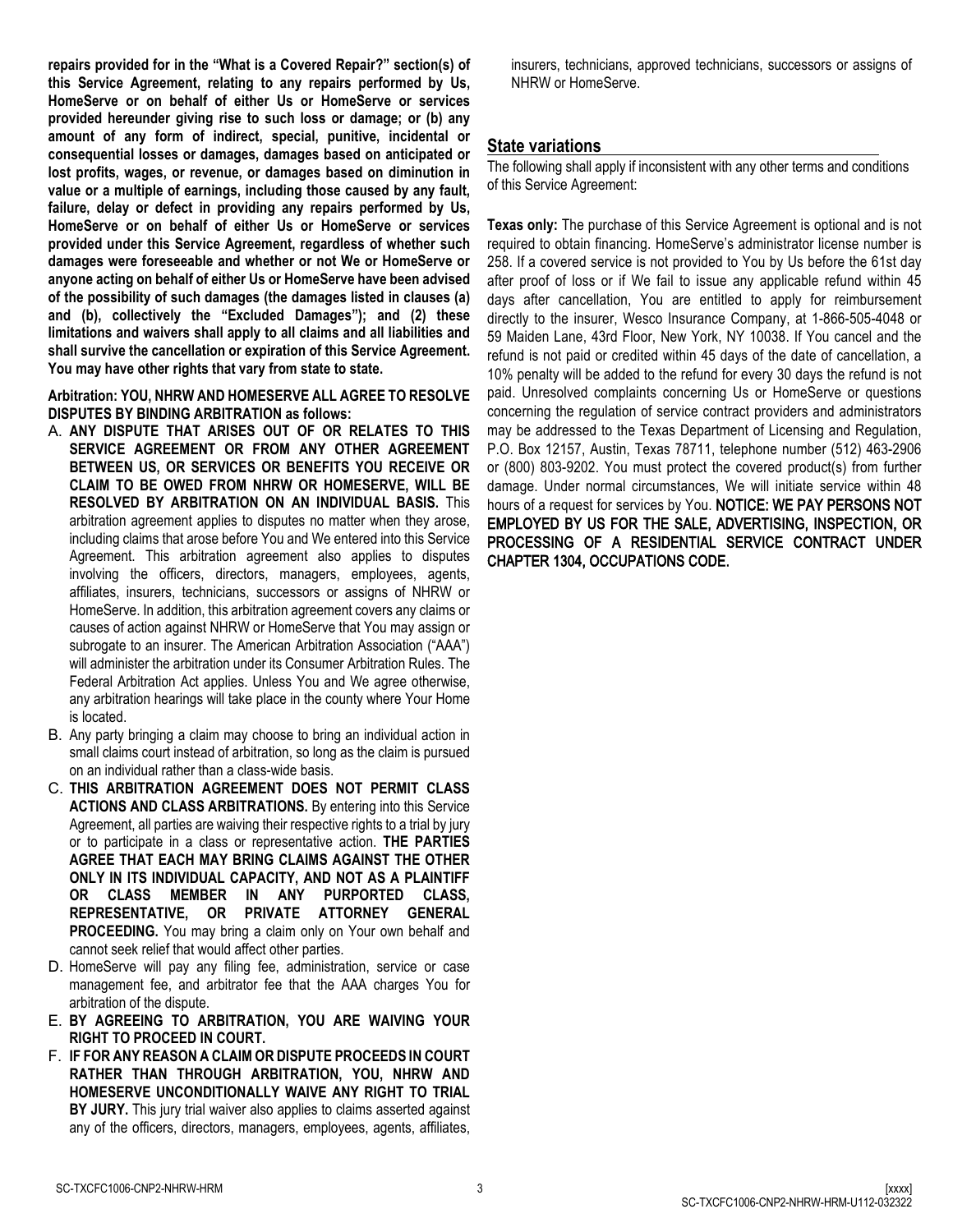**repairs provided for in the "What is a Covered Repair?" section(s) of this Service Agreement, relating to any repairs performed by Us, HomeServe or on behalf of either Us or HomeServe or services provided hereunder giving rise to such loss or damage; or (b) any amount of any form of indirect, special, punitive, incidental or consequential losses or damages, damages based on anticipated or lost profits, wages, or revenue, or damages based on diminution in value or a multiple of earnings, including those caused by any fault, failure, delay or defect in providing any repairs performed by Us, HomeServe or on behalf of either Us or HomeServe or services provided under this Service Agreement, regardless of whether such damages were foreseeable and whether or not We or HomeServe or anyone acting on behalf of either Us or HomeServe have been advised of the possibility of such damages (the damages listed in clauses (a) and (b), collectively the "Excluded Damages"); and (2) these limitations and waivers shall apply to all claims and all liabilities and shall survive the cancellation or expiration of this Service Agreement. You may have other rights that vary from state to state.**

**Arbitration: YOU, NHRW AND HOMESERVE ALL AGREE TO RESOLVE DISPUTES BY BINDING ARBITRATION as follows:**

A. **ANY DISPUTE THAT ARISES OUT OF OR RELATES TO THIS SERVICE AGREEMENT OR FROM ANY OTHER AGREEMENT BETWEEN US, OR SERVICES OR BENEFITS YOU RECEIVE OR CLAIM TO BE OWED FROM NHRW OR HOMESERVE, WILL BE RESOLVED BY ARBITRATION ON AN INDIVIDUAL BASIS.** This arbitration agreement applies to disputes no matter when they arose, including claims that arose before You and We entered into this Service Agreement. This arbitration agreement also applies to disputes involving the officers, directors, managers, employees, agents, affiliates, insurers, technicians, successors or assigns of NHRW or HomeServe. In addition, this arbitration agreement covers any claims or causes of action against NHRW or HomeServe that You may assign or subrogate to an insurer. The American Arbitration Association ("AAA") will administer the arbitration under its Consumer Arbitration Rules. The Federal Arbitration Act applies. Unless You and We agree otherwise, any arbitration hearings will take place in the county where Your Home is located.

B. Any party bringing a claim may choose to bring an individual action in small claims court instead of arbitration, so long as the claim is pursued on an individual rather than a class-wide basis.

C. **THIS ARBITRATION AGREEMENT DOES NOT PERMIT CLASS ACTIONS AND CLASS ARBITRATIONS.** By entering into this Service Agreement, all parties are waiving their respective rights to a trial by jury or to participate in a class or representative action. **THE PARTIES AGREE THAT EACH MAY BRING CLAIMS AGAINST THE OTHER ONLY IN ITS INDIVIDUAL CAPACITY, AND NOT AS A PLAINTIFF OR CLASS MEMBER IN ANY PURPORTED CLASS, REPRESENTATIVE, OR PRIVATE ATTORNEY GENERAL PROCEEDING.** You may bring a claim only on Your own behalf and cannot seek relief that would affect other parties.

D. HomeServe will pay any filing fee, administration, service or case management fee, and arbitrator fee that the AAA charges You for arbitration of the dispute.

E. **BY AGREEING TO ARBITRATION, YOU ARE WAIVING YOUR RIGHT TO PROCEED IN COURT.**

F. **IF FOR ANY REASON A CLAIM OR DISPUTE PROCEEDS IN COURT RATHER THAN THROUGH ARBITRATION, YOU, NHRW AND HOMESERVE UNCONDITIONALLY WAIVE ANY RIGHT TO TRIAL BY JURY.** This jury trial waiver also applies to claims asserted against any of the officers, directors, managers, employees, agents, affiliates, insurers, technicians, approved technicians, successors or assigns of NHRW or HomeServe.

## State variations

The following shall apply if inconsistent with any other terms and conditions of this Service Agreement:

**Texas only:** The purchase of this Service Agreement is optional and is not required to obtain financing. HomeServe's administrator license number is 258. If a covered service is not provided to You by Us before the 61st day after proof of loss or if We fail to issue any applicable refund within 45 days after cancellation, You are entitled to apply for reimbursement directly to the insurer, Wesco Insurance Company, at 1-866-505-4048 or 59 Maiden Lane, 43rd Floor, New York, NY 10038. If You cancel and the refund is not paid or credited within 45 days of the date of cancellation, a 10% penalty will be added to the refund for every 30 days the refund is not paid. Unresolved complaints concerning Us or HomeServe or questions concerning the regulation of service contract providers and administrators may be addressed to the Texas Department of Licensing and Regulation, P.O. Box 12157, Austin, Texas 78711, telephone number (512) 463-2906 or (800) 803-9202. You must protect the covered product(s) from further damage. Under normal circumstances, We will initiate service within 48 hours of a request for services by You. **NOTICE: WE PAY PERSONS NOT EMPLOYED BY US FOR THE SALE, ADVERTISING, INSPECTION, OR PROCESSING OF A RESIDENTIAL SERVICE CONTRACT UNDER CHAPTER 1304, OCCUPATIONS CODE.**